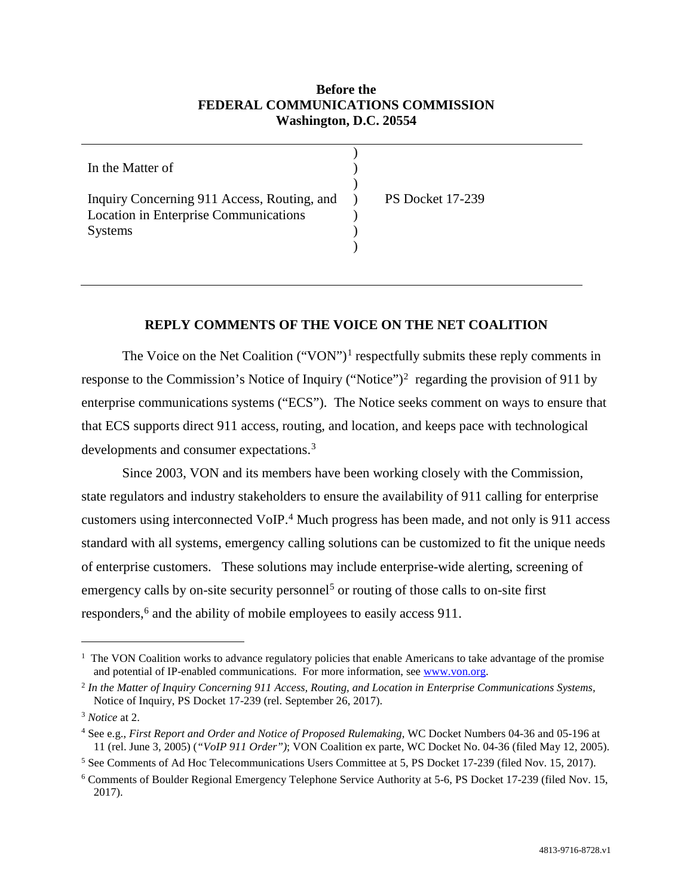**Before the**
**FEDERAL COMMUNICATIONS COMMISSION**
**Washington, D.C. 20554**

| | | |
|---|---|---|
| In the Matter of<br><br>Inquiry Concerning 911 Access, Routing, and Location in Enterprise Communications Systems | ) | PS Docket 17-239 |

## REPLY COMMENTS OF THE VOICE ON THE NET COALITION

The Voice on the Net Coalition ("VON")[1] respectfully submits these reply comments in response to the Commission's Notice of Inquiry ("Notice")[2] regarding the provision of 911 by enterprise communications systems ("ECS"). The Notice seeks comment on ways to ensure that that ECS supports direct 911 access, routing, and location, and keeps pace with technological developments and consumer expectations.[3]

Since 2003, VON and its members have been working closely with the Commission, state regulators and industry stakeholders to ensure the availability of 911 calling for enterprise customers using interconnected VoIP.[4] Much progress has been made, and not only is 911 access standard with all systems, emergency calling solutions can be customized to fit the unique needs of enterprise customers. These solutions may include enterprise-wide alerting, screening of emergency calls by on-site security personnel[5] or routing of those calls to on-site first responders,[6] and the ability of mobile employees to easily access 911.

---

[1] The VON Coalition works to advance regulatory policies that enable Americans to take advantage of the promise and potential of IP-enabled communications. For more information, see www.von.org.

[2] *In the Matter of Inquiry Concerning 911 Access, Routing, and Location in Enterprise Communications Systems,* Notice of Inquiry, PS Docket 17-239 (rel. September 26, 2017).

[3] *Notice* at 2.

[4] See e.g., *First Report and Order and Notice of Proposed Rulemaking,* WC Docket Numbers 04-36 and 05-196 at 11 (rel. June 3, 2005) (*"VoIP 911 Order")*; VON Coalition ex parte, WC Docket No. 04-36 (filed May 12, 2005).

[5] See Comments of Ad Hoc Telecommunications Users Committee at 5, PS Docket 17-239 (filed Nov. 15, 2017).

[6] Comments of Boulder Regional Emergency Telephone Service Authority at 5-6, PS Docket 17-239 (filed Nov. 15, 2017).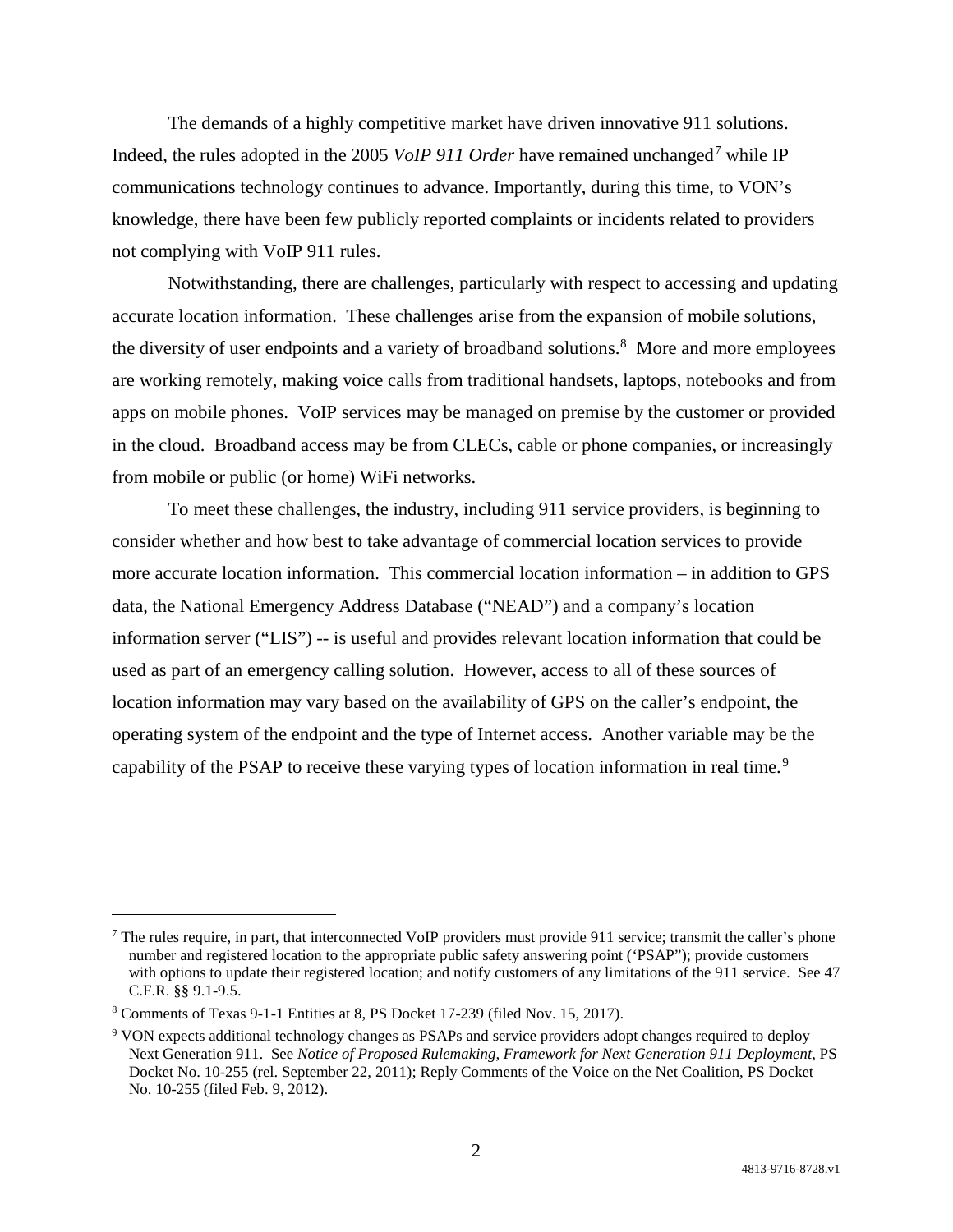The demands of a highly competitive market have driven innovative 911 solutions. Indeed, the rules adopted in the 2005 *VoIP 911 Order* have remained unchanged[7] while IP communications technology continues to advance. Importantly, during this time, to VON's knowledge, there have been few publicly reported complaints or incidents related to providers not complying with VoIP 911 rules.

Notwithstanding, there are challenges, particularly with respect to accessing and updating accurate location information. These challenges arise from the expansion of mobile solutions, the diversity of user endpoints and a variety of broadband solutions.[8] More and more employees are working remotely, making voice calls from traditional handsets, laptops, notebooks and from apps on mobile phones. VoIP services may be managed on premise by the customer or provided in the cloud. Broadband access may be from CLECs, cable or phone companies, or increasingly from mobile or public (or home) WiFi networks.

To meet these challenges, the industry, including 911 service providers, is beginning to consider whether and how best to take advantage of commercial location services to provide more accurate location information. This commercial location information – in addition to GPS data, the National Emergency Address Database ("NEAD") and a company's location information server ("LIS") -- is useful and provides relevant location information that could be used as part of an emergency calling solution. However, access to all of these sources of location information may vary based on the availability of GPS on the caller's endpoint, the operating system of the endpoint and the type of Internet access. Another variable may be the capability of the PSAP to receive these varying types of location information in real time.[9]

---

[7] The rules require, in part, that interconnected VoIP providers must provide 911 service; transmit the caller's phone number and registered location to the appropriate public safety answering point ('PSAP"); provide customers with options to update their registered location; and notify customers of any limitations of the 911 service. See 47 C.F.R. §§ 9.1-9.5.

[8] Comments of Texas 9-1-1 Entities at 8, PS Docket 17-239 (filed Nov. 15, 2017).

[9] VON expects additional technology changes as PSAPs and service providers adopt changes required to deploy Next Generation 911. See *Notice of Proposed Rulemaking, Framework for Next Generation 911 Deployment*, PS Docket No. 10-255 (rel. September 22, 2011); Reply Comments of the Voice on the Net Coalition, PS Docket No. 10-255 (filed Feb. 9, 2012).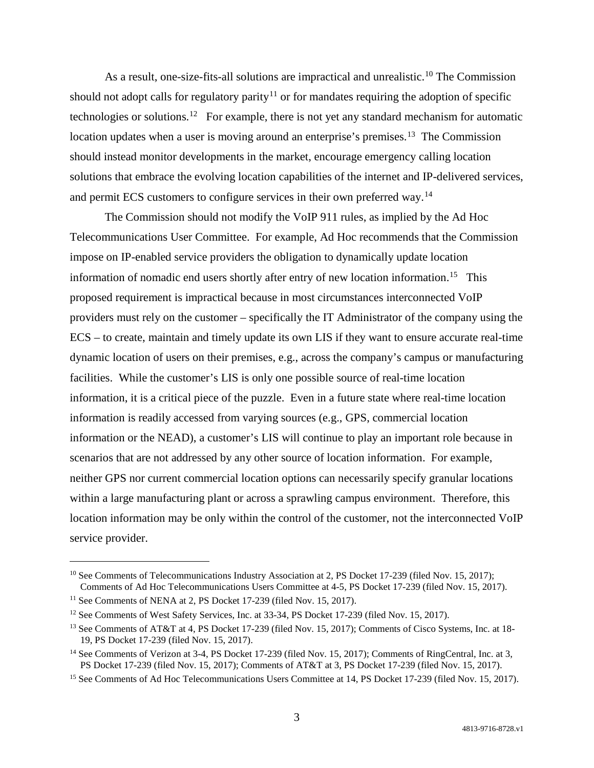As a result, one-size-fits-all solutions are impractical and unrealistic.[10] The Commission should not adopt calls for regulatory parity[11] or for mandates requiring the adoption of specific technologies or solutions.[12] For example, there is not yet any standard mechanism for automatic location updates when a user is moving around an enterprise's premises.[13] The Commission should instead monitor developments in the market, encourage emergency calling location solutions that embrace the evolving location capabilities of the internet and IP-delivered services, and permit ECS customers to configure services in their own preferred way.[14]

The Commission should not modify the VoIP 911 rules, as implied by the Ad Hoc Telecommunications User Committee. For example, Ad Hoc recommends that the Commission impose on IP-enabled service providers the obligation to dynamically update location information of nomadic end users shortly after entry of new location information.[15] This proposed requirement is impractical because in most circumstances interconnected VoIP providers must rely on the customer – specifically the IT Administrator of the company using the ECS – to create, maintain and timely update its own LIS if they want to ensure accurate real-time dynamic location of users on their premises, e.g., across the company's campus or manufacturing facilities. While the customer's LIS is only one possible source of real-time location information, it is a critical piece of the puzzle. Even in a future state where real-time location information is readily accessed from varying sources (e.g., GPS, commercial location information or the NEAD), a customer's LIS will continue to play an important role because in scenarios that are not addressed by any other source of location information. For example, neither GPS nor current commercial location options can necessarily specify granular locations within a large manufacturing plant or across a sprawling campus environment. Therefore, this location information may be only within the control of the customer, not the interconnected VoIP service provider.

---

[10] See Comments of Telecommunications Industry Association at 2, PS Docket 17-239 (filed Nov. 15, 2017); Comments of Ad Hoc Telecommunications Users Committee at 4-5, PS Docket 17-239 (filed Nov. 15, 2017).

[11] See Comments of NENA at 2, PS Docket 17-239 (filed Nov. 15, 2017).

[12] See Comments of West Safety Services, Inc. at 33-34, PS Docket 17-239 (filed Nov. 15, 2017).

[13] See Comments of AT&T at 4, PS Docket 17-239 (filed Nov. 15, 2017); Comments of Cisco Systems, Inc. at 18-19, PS Docket 17-239 (filed Nov. 15, 2017).

[14] See Comments of Verizon at 3-4, PS Docket 17-239 (filed Nov. 15, 2017); Comments of RingCentral, Inc. at 3, PS Docket 17-239 (filed Nov. 15, 2017); Comments of AT&T at 3, PS Docket 17-239 (filed Nov. 15, 2017).

[15] See Comments of Ad Hoc Telecommunications Users Committee at 14, PS Docket 17-239 (filed Nov. 15, 2017).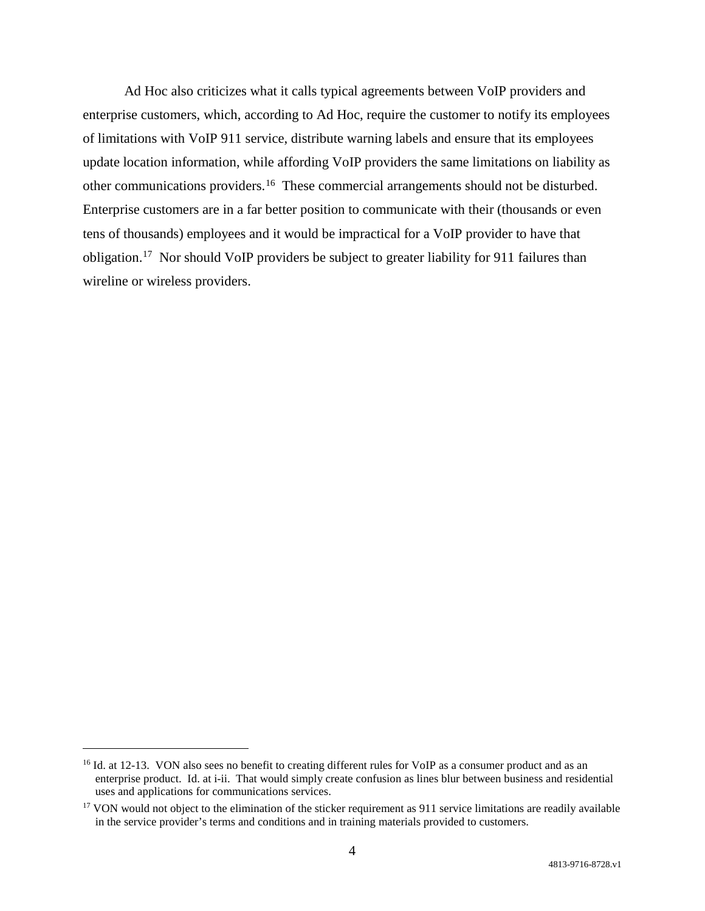Ad Hoc also criticizes what it calls typical agreements between VoIP providers and enterprise customers, which, according to Ad Hoc, require the customer to notify its employees of limitations with VoIP 911 service, distribute warning labels and ensure that its employees update location information, while affording VoIP providers the same limitations on liability as other communications providers.[16] These commercial arrangements should not be disturbed. Enterprise customers are in a far better position to communicate with their (thousands or even tens of thousands) employees and it would be impractical for a VoIP provider to have that obligation.[17] Nor should VoIP providers be subject to greater liability for 911 failures than wireline or wireless providers.

---

[16] Id. at 12-13. VON also sees no benefit to creating different rules for VoIP as a consumer product and as an enterprise product. Id. at i-ii. That would simply create confusion as lines blur between business and residential uses and applications for communications services.

[17] VON would not object to the elimination of the sticker requirement as 911 service limitations are readily available in the service provider's terms and conditions and in training materials provided to customers.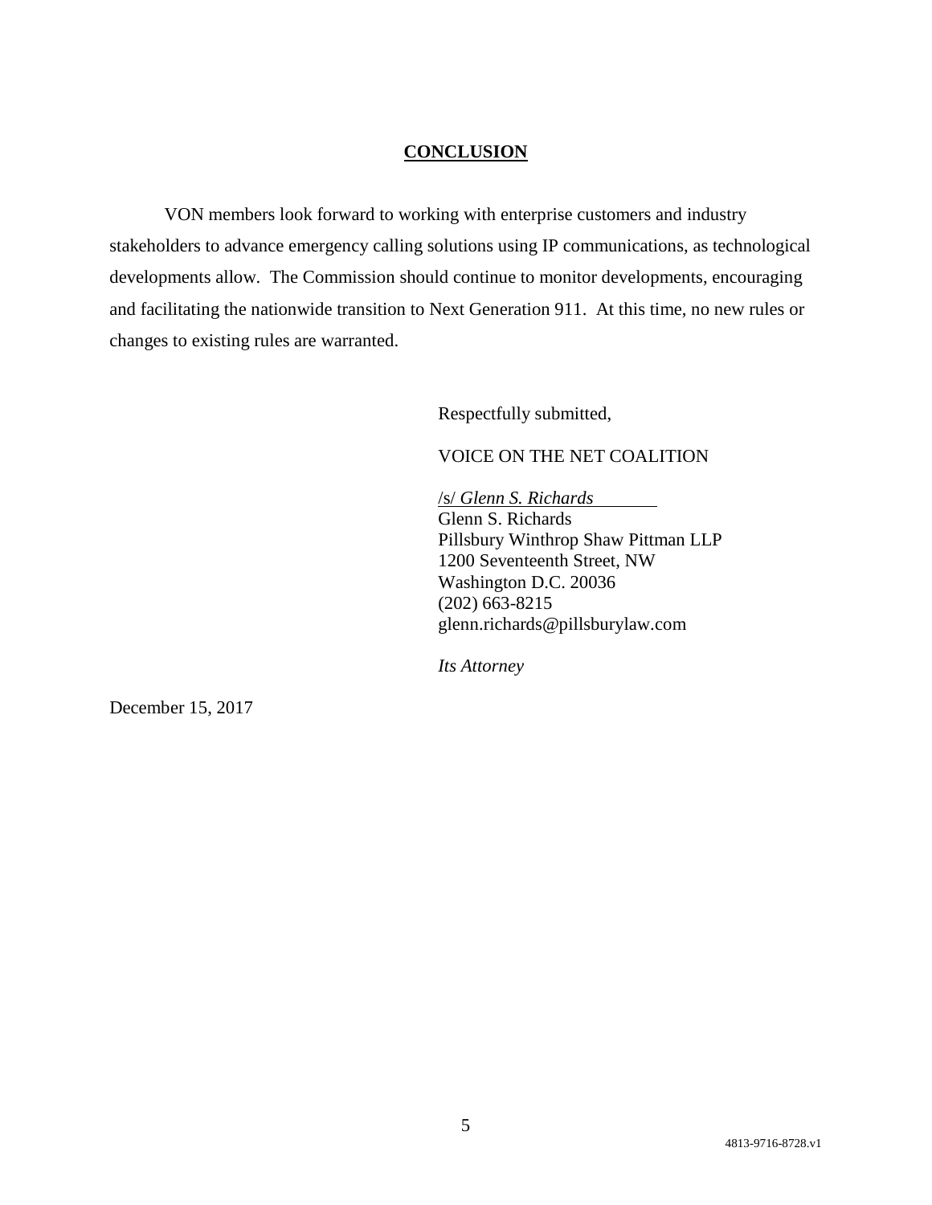## CONCLUSION

VON members look forward to working with enterprise customers and industry stakeholders to advance emergency calling solutions using IP communications, as technological developments allow. The Commission should continue to monitor developments, encouraging and facilitating the nationwide transition to Next Generation 911. At this time, no new rules or changes to existing rules are warranted.

Respectfully submitted,

VOICE ON THE NET COALITION

/s/ *Glenn S. Richards*
Glenn S. Richards
Pillsbury Winthrop Shaw Pittman LLP
1200 Seventeenth Street, NW
Washington D.C. 20036
(202) 663-8215
glenn.richards@pillsburylaw.com

*Its Attorney*

December 15, 2017

4813-9716-8728.v1